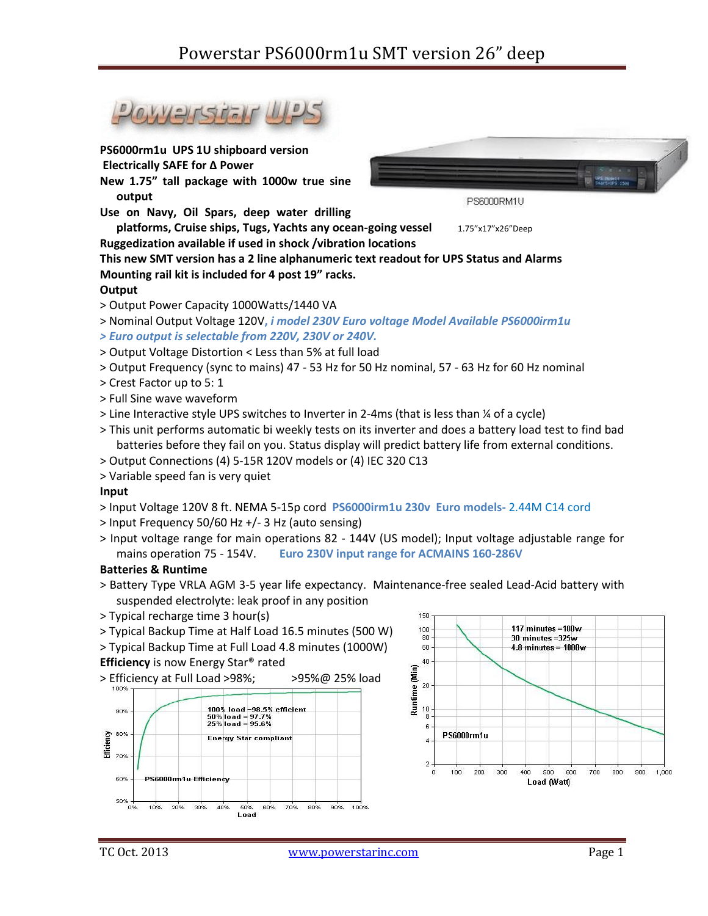# Powerstar PS6000rm1u SMT version 26" deep

**PS6000rm1u UPS 1U shipboard version**

**Electrically SAFE for Δ Power**

**New 1.75" tall package with 1000w true sine output**

**Use on Navy, Oil Spars, deep water drilling platforms, Cruise ships, Tugs, Yachts any ocean-going vessel**

PS6000RM1U

1.75"x17"x26"Deep

**Ruggedization available if used in shock /vibration locations**

**This new SMT version has a 2 line alphanumeric text readout for UPS Status and Alarms**

**Mounting rail kit is included for 4 post 19" racks.**

**Output**

> Output Power Capacity 1000Watts/1440 VA

> Nominal Output Voltage 120V, ***i model 230V Euro voltage Model Available PS6000irm1u***

***> Euro output is selectable from 220V, 230V or 240V.***

> Output Voltage Distortion < Less than 5% at full load

> Output Frequency (sync to mains) 47 - 53 Hz for 50 Hz nominal, 57 - 63 Hz for 60 Hz nominal

> Crest Factor up to 5: 1

> Full Sine wave waveform

> Line Interactive style UPS switches to Inverter in 2-4ms (that is less than ¼ of a cycle)

> This unit performs automatic bi weekly tests on its inverter and does a battery load test to find bad batteries before they fail on you. Status display will predict battery life from external conditions.

> Output Connections (4) 5-15R 120V models or (4) IEC 320 C13

> Variable speed fan is very quiet

**Input**

> Input Voltage 120V 8 ft. NEMA 5-15p cord **PS6000irm1u 230v Euro models-** 2.44M C14 cord

> Input Frequency 50/60 Hz +/- 3 Hz (auto sensing)

> Input voltage range for main operations 82 - 144V (US model); Input voltage adjustable range for mains operation 75 - 154V. **Euro 230V input range for ACMAINS 160-286V**

**Batteries & Runtime**

> Battery Type VRLA AGM 3-5 year life expectancy. Maintenance-free sealed Lead-Acid battery with suspended electrolyte: leak proof in any position

> Typical recharge time 3 hour(s)

> Typical Backup Time at Half Load 16.5 minutes (500 W)

> Typical Backup Time at Full Load 4.8 minutes (1000W)

**Efficiency** is now Energy Star® rated

> Efficiency at Full Load >98%; >95%@ 25% load

PS6000rm1u Efficiency — 100% load =98.5% efficient; 50% load = 97.7%; 25% load = 95.6%; Energy Star compliant

PS6000rm1u Runtime — 117 minutes =100w; 30 minutes =325w; 4.8 minutes = 1000w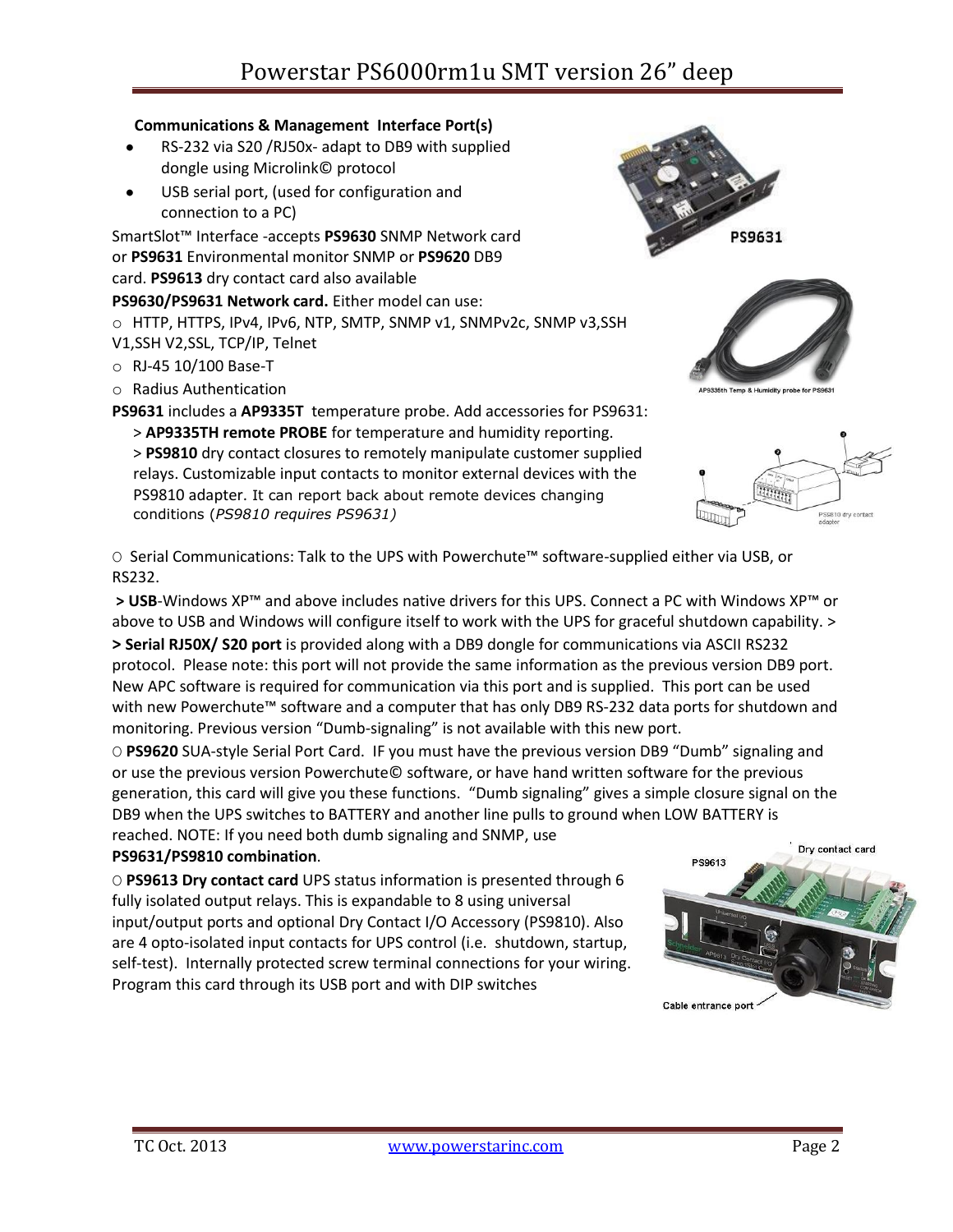**Communications & Management Interface Port(s)**

- RS-232 via S20 /RJ50x- adapt to DB9 with supplied dongle using Microlink© protocol
- USB serial port, (used for configuration and connection to a PC)

SmartSlot™ Interface -accepts **PS9630** SNMP Network card or **PS9631** Environmental monitor SNMP or **PS9620** DB9 card. **PS9613** dry contact card also available

**PS9630/PS9631 Network card.** Either model can use:

- HTTP, HTTPS, IPv4, IPv6, NTP, SMTP, SNMP v1, SNMPv2c, SNMP v3,SSH V1,SSH V2,SSL, TCP/IP, Telnet
- RJ-45 10/100 Base-T
- Radius Authentication

**PS9631** includes a **AP9335T** temperature probe. Add accessories for PS9631:

> **AP9335TH remote PROBE** for temperature and humidity reporting.
> **PS9810** dry contact closures to remotely manipulate customer supplied relays. Customizable input contacts to monitor external devices with the PS9810 adapter. It can report back about remote devices changing conditions (*PS9810 requires PS9631)*

○ Serial Communications: Talk to the UPS with Powerchute™ software-supplied either via USB, or RS232.

**> USB**-Windows XP™ and above includes native drivers for this UPS. Connect a PC with Windows XP™ or above to USB and Windows will configure itself to work with the UPS for graceful shutdown capability. >

**> Serial RJ50X/ S20 port** is provided along with a DB9 dongle for communications via ASCII RS232 protocol. Please note: this port will not provide the same information as the previous version DB9 port. New APC software is required for communication via this port and is supplied. This port can be used with new Powerchute™ software and a computer that has only DB9 RS-232 data ports for shutdown and monitoring. Previous version "Dumb-signaling" is not available with this new port.

○ **PS9620** SUA-style Serial Port Card. IF you must have the previous version DB9 "Dumb" signaling and or use the previous version Powerchute© software, or have hand written software for the previous generation, this card will give you these functions. "Dumb signaling" gives a simple closure signal on the DB9 when the UPS switches to BATTERY and another line pulls to ground when LOW BATTERY is reached. NOTE: If you need both dumb signaling and SNMP, use **PS9631/PS9810 combination**.

○ **PS9613 Dry contact card** UPS status information is presented through 6 fully isolated output relays. This is expandable to 8 using universal input/output ports and optional Dry Contact I/O Accessory (PS9810). Also are 4 opto-isolated input contacts for UPS control (i.e. shutdown, startup, self-test). Internally protected screw terminal connections for your wiring. Program this card through its USB port and with DIP switches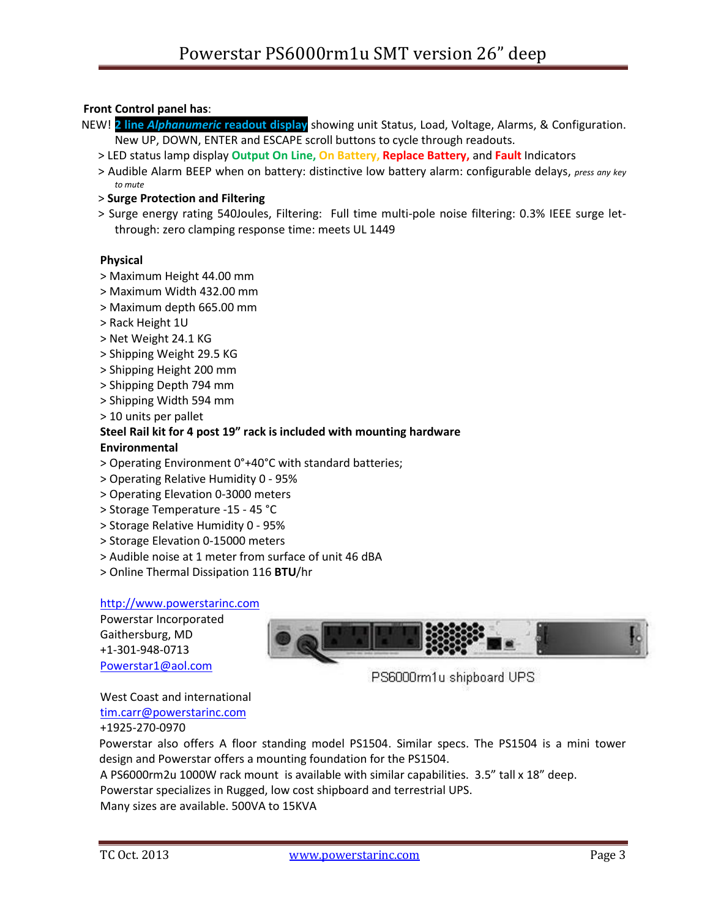# Powerstar PS6000rm1u SMT version 26" deep

**Front Control panel has**:

NEW! ***2 line Alphanumeric readout display*** showing unit Status, Load, Voltage, Alarms, & Configuration. New UP, DOWN, ENTER and ESCAPE scroll buttons to cycle through readouts.

> LED status lamp display **Output On Line, On Battery, Replace Battery,** and **Fault** Indicators

> Audible Alarm BEEP when on battery: distinctive low battery alarm: configurable delays, *press any key to mute*

> **Surge Protection and Filtering**

> Surge energy rating 540Joules, Filtering: Full time multi-pole noise filtering: 0.3% IEEE surge let-through: zero clamping response time: meets UL 1449

**Physical**

> Maximum Height 44.00 mm
> Maximum Width 432.00 mm
> Maximum depth 665.00 mm
> Rack Height 1U
> Net Weight 24.1 KG
> Shipping Weight 29.5 KG
> Shipping Height 200 mm
> Shipping Depth 794 mm
> Shipping Width 594 mm
> 10 units per pallet

**Steel Rail kit for 4 post 19" rack is included with mounting hardware**

**Environmental**

> Operating Environment 0°+40°C with standard batteries;
> Operating Relative Humidity 0 - 95%
> Operating Elevation 0-3000 meters
> Storage Temperature -15 - 45 °C
> Storage Relative Humidity 0 - 95%
> Storage Elevation 0-15000 meters
> Audible noise at 1 meter from surface of unit 46 dBA
> Online Thermal Dissipation 116 **BTU**/hr

http://www.powerstarinc.com
Powerstar Incorporated
Gaithersburg, MD
+1-301-948-0713
Powerstar1@aol.com

PS6000rm1u shipboard UPS

West Coast and international
tim.carr@powerstarinc.com
+1925-270-0970

Powerstar also offers A floor standing model PS1504. Similar specs. The PS1504 is a mini tower design and Powerstar offers a mounting foundation for the PS1504.
A PS6000rm2u 1000W rack mount is available with similar capabilities. 3.5" tall x 18" deep.
Powerstar specializes in Rugged, low cost shipboard and terrestrial UPS.
Many sizes are available. 500VA to 15KVA

TC Oct. 2013 www.powerstarinc.com